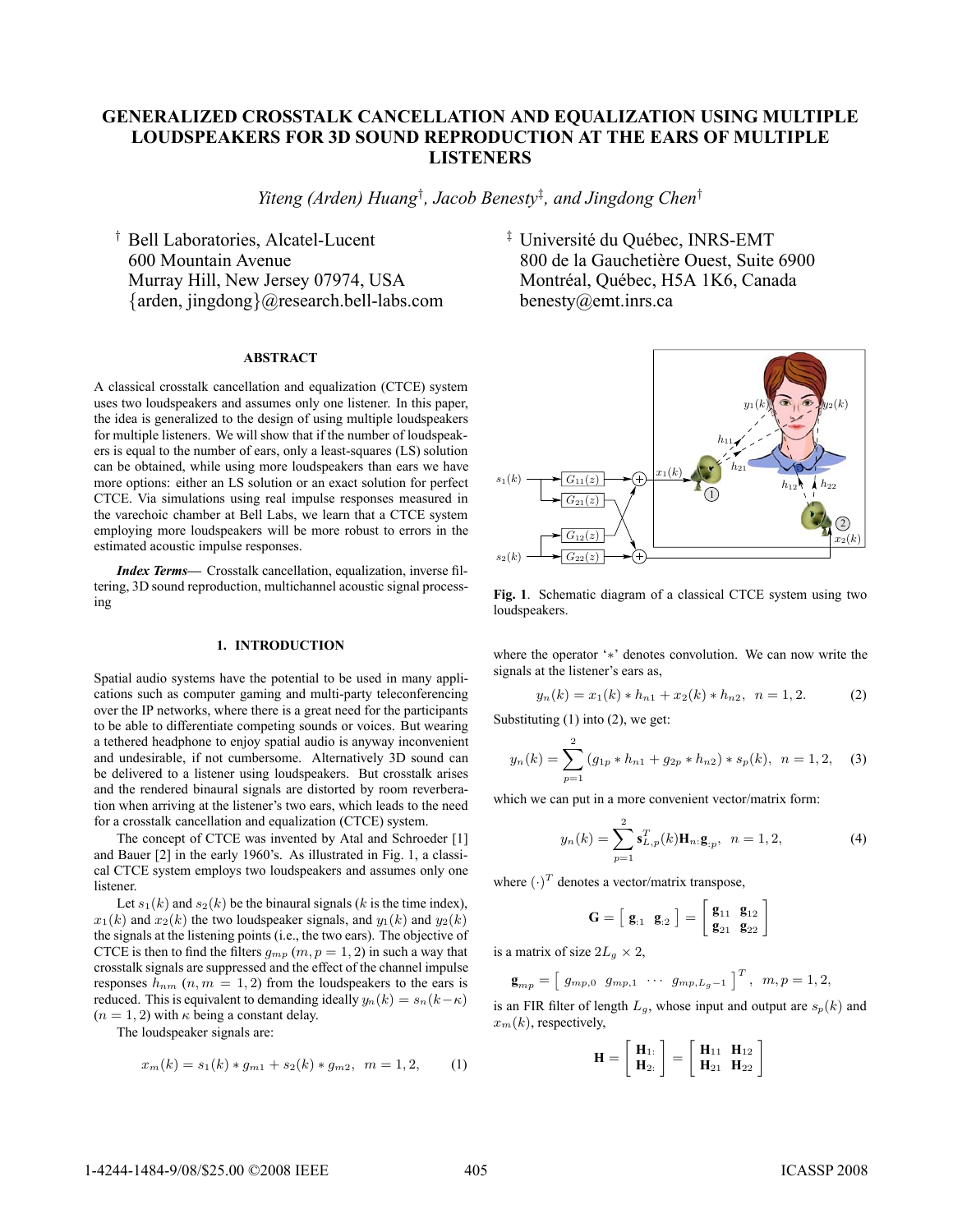# GENERALIZED CROSSTALK CANCELLATION AND EQUALIZATION USING MULTIPLE LOUDSPEAKERS FOR 3D SOUND REPRODUCTION AT THE EARS OF MULTIPLE LISTENERS

*Yiteng (Arden) Huang*[†], *Jacob Benesty*[‡], *and Jingdong Chen*[†]

[†] Bell Laboratories, Alcatel-Lucent
600 Mountain Avenue
Murray Hill, New Jersey 07974, USA
{arden, jingdong}@research.bell-labs.com

[‡] Université du Québec, INRS-EMT
800 de la Gauchetière Ouest, Suite 6900
Montréal, Québec, H5A 1K6, Canada
benesty@emt.inrs.ca

## ABSTRACT

A classical crosstalk cancellation and equalization (CTCE) system uses two loudspeakers and assumes only one listener. In this paper, the idea is generalized to the design of using multiple loudspeakers for multiple listeners. We will show that if the number of loudspeakers is equal to the number of ears, only a least-squares (LS) solution can be obtained, while using more loudspeakers than ears we have more options: either an LS solution or an exact solution for perfect CTCE. Via simulations using real impulse responses measured in the varechoic chamber at Bell Labs, we learn that a CTCE system employing more loudspeakers will be more robust to errors in the estimated acoustic impulse responses.

***Index Terms*—** Crosstalk cancellation, equalization, inverse filtering, 3D sound reproduction, multichannel acoustic signal processing

## 1. INTRODUCTION

Spatial audio systems have the potential to be used in many applications such as computer gaming and multi-party teleconferencing over the IP networks, where there is a great need for the participants to be able to differentiate competing sounds or voices. But wearing a tethered headphone to enjoy spatial audio is anyway inconvenient and undesirable, if not cumbersome. Alternatively 3D sound can be delivered to a listener using loudspeakers. But crosstalk arises and the rendered binaural signals are distorted by room reverberation when arriving at the listener's two ears, which leads to the need for a crosstalk cancellation and equalization (CTCE) system.

The concept of CTCE was invented by Atal and Schroeder [1] and Bauer [2] in the early 1960's. As illustrated in Fig. 1, a classical CTCE system employs two loudspeakers and assumes only one listener.

Let $s_1(k)$ and $s_2(k)$ be the binaural signals ($k$ is the time index), $x_1(k)$ and $x_2(k)$ the two loudspeaker signals, and $y_1(k)$ and $y_2(k)$ the signals at the listening points (i.e., the two ears). The objective of CTCE is then to find the filters $g_{mp}$ ($m, p = 1, 2$) in such a way that crosstalk signals are suppressed and the effect of the channel impulse responses $h_{nm}$ ($n, m = 1, 2$) from the loudspeakers to the ears is reduced. This is equivalent to demanding ideally $y_n(k) = s_n(k - \kappa)$ ($n = 1, 2$) with $\kappa$ being a constant delay.

The loudspeaker signals are:

$$x_m(k) = s_1(k) * g_{m1} + s_2(k) * g_{m2}, \quad m = 1, 2, \tag{1}$$

**Fig. 1**. Schematic diagram of a classical CTCE system using two loudspeakers.

where the operator '$*$' denotes convolution. We can now write the signals at the listener's ears as,

$$y_n(k) = x_1(k) * h_{n1} + x_2(k) * h_{n2}, \quad n = 1, 2. \tag{2}$$

Substituting (1) into (2), we get:

$$y_n(k) = \sum_{p=1}^{2} (g_{1p} * h_{n1} + g_{2p} * h_{n2}) * s_p(k), \quad n = 1, 2, \tag{3}$$

which we can put in a more convenient vector/matrix form:

$$y_n(k) = \sum_{p=1}^{2} \mathbf{s}_{L,p}^T(k) \mathbf{H}_{n:} \mathbf{g}_{:p}, \quad n = 1, 2, \tag{4}$$

where $(\cdot)^T$ denotes a vector/matrix transpose,

$$\mathbf{G} = \begin{bmatrix} \mathbf{g}_{:1} & \mathbf{g}_{:2} \end{bmatrix} = \begin{bmatrix} \mathbf{g}_{11} & \mathbf{g}_{12} \\ \mathbf{g}_{21} & \mathbf{g}_{22} \end{bmatrix}$$

is a matrix of size $2L_g \times 2$,

$$\mathbf{g}_{mp} = \begin{bmatrix} g_{mp,0} & g_{mp,1} & \cdots & g_{mp,L_g-1} \end{bmatrix}^T, \quad m, p = 1, 2,$$

is an FIR filter of length $L_g$, whose input and output are $s_p(k)$ and $x_m(k)$, respectively,

$$\mathbf{H} = \begin{bmatrix} \mathbf{H}_{1:} \\ \mathbf{H}_{2:} \end{bmatrix} = \begin{bmatrix} \mathbf{H}_{11} & \mathbf{H}_{12} \\ \mathbf{H}_{21} & \mathbf{H}_{22} \end{bmatrix}$$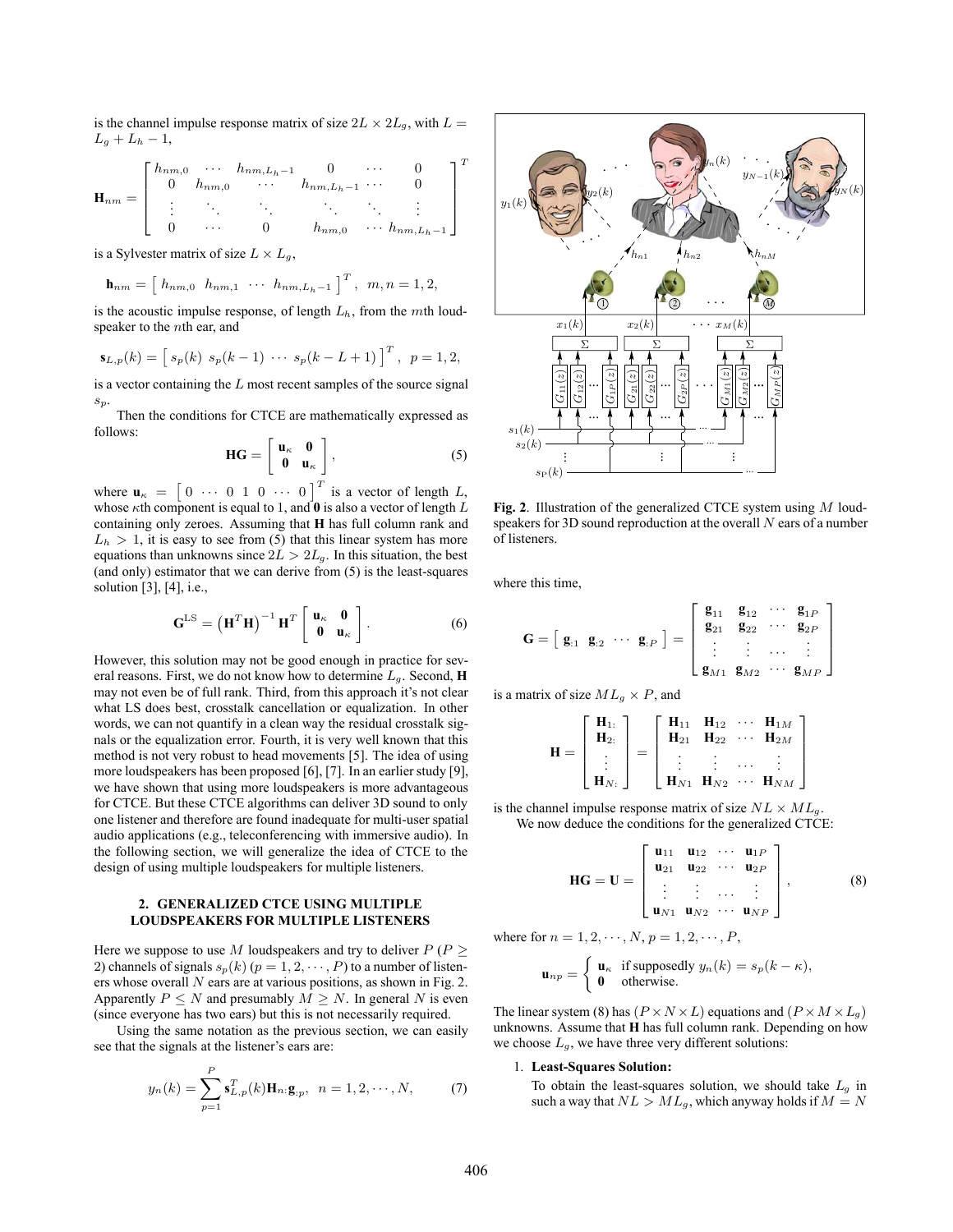is the channel impulse response matrix of size $2L \times 2L_g$, with $L = L_g + L_h - 1$,

$$\mathbf{H}_{nm} = \begin{bmatrix} h_{nm,0} & \cdots & h_{nm,L_h-1} & 0 & \cdots & 0 \\ 0 & h_{nm,0} & \cdots & h_{nm,L_h-1} & \cdots & 0 \\ \vdots & \ddots & \ddots & \ddots & \ddots & \vdots \\ 0 & \cdots & 0 & h_{nm,0} & \cdots & h_{nm,L_h-1} \end{bmatrix}^T$$

is a Sylvester matrix of size $L \times L_g$,

$$\mathbf{h}_{nm} = \begin{bmatrix} h_{nm,0} & h_{nm,1} & \cdots & h_{nm,L_h-1} \end{bmatrix}^T, \quad m, n = 1, 2,$$

is the acoustic impulse response, of length $L_h$, from the $m$th loudspeaker to the $n$th ear, and

$$\mathbf{s}_{L,p}(k) = \begin{bmatrix} s_p(k) & s_p(k-1) & \cdots & s_p(k-L+1) \end{bmatrix}^T, \quad p = 1, 2,$$

is a vector containing the $L$ most recent samples of the source signal $s_p$.

Then the conditions for CTCE are mathematically expressed as follows:

$$\mathbf{H}\mathbf{G} = \begin{bmatrix} \mathbf{u}_\kappa & \mathbf{0} \\ \mathbf{0} & \mathbf{u}_\kappa \end{bmatrix}, \tag{5}$$

where $\mathbf{u}_\kappa = \begin{bmatrix} 0 & \cdots & 0 & 1 & 0 & \cdots & 0 \end{bmatrix}^T$ is a vector of length $L$, whose $\kappa$th component is equal to 1, and $\mathbf{0}$ is also a vector of length $L$ containing only zeroes. Assuming that $\mathbf{H}$ has full column rank and $L_h > 1$, it is easy to see from (5) that this linear system has more equations than unknowns since $2L > 2L_g$. In this situation, the best (and only) estimator that we can derive from (5) is the least-squares solution [3], [4], i.e.,

$$\mathbf{G}^{\text{LS}} = \left(\mathbf{H}^T\mathbf{H}\right)^{-1}\mathbf{H}^T \begin{bmatrix} \mathbf{u}_\kappa & \mathbf{0} \\ \mathbf{0} & \mathbf{u}_\kappa \end{bmatrix}. \tag{6}$$

However, this solution may not be good enough in practice for several reasons. First, we do not know how to determine $L_g$. Second, $\mathbf{H}$ may not even be of full rank. Third, from this approach it's not clear what LS does best, crosstalk cancellation or equalization. In other words, we can not quantify in a clean way the residual crosstalk signals or the equalization error. Fourth, it is very well known that this method is not very robust to head movements [5]. The idea of using more loudspeakers has been proposed [6], [7]. In an earlier study [9], we have shown that using more loudspeakers is more advantageous for CTCE. But these CTCE algorithms can deliver 3D sound to only one listener and therefore are found inadequate for multi-user spatial audio applications (e.g., teleconferencing with immersive audio). In the following section, we will generalize the idea of CTCE to the design of using multiple loudspeakers for multiple listeners.

## 2. GENERALIZED CTCE USING MULTIPLE LOUDSPEAKERS FOR MULTIPLE LISTENERS

Here we suppose to use $M$ loudspeakers and try to deliver $P$ ($P \geq 2$) channels of signals $s_p(k)$ ($p = 1, 2, \cdots, P$) to a number of listeners whose overall $N$ ears are at various positions, as shown in Fig. 2. Apparently $P \leq N$ and presumably $M \geq N$. In general $N$ is even (since everyone has two ears) but this is not necessarily required.

Using the same notation as the previous section, we can easily see that the signals at the listener's ears are:

$$y_n(k) = \sum_{p=1}^{P} \mathbf{s}_{L,p}^T(k)\mathbf{H}_{n:}\mathbf{g}_{:p}, \quad n = 1, 2, \cdots, N, \tag{7}$$

**Fig. 2**. Illustration of the generalized CTCE system using $M$ loudspeakers for 3D sound reproduction at the overall $N$ ears of a number of listeners.

where this time,

$$\mathbf{G} = \begin{bmatrix} \mathbf{g}_{:1} & \mathbf{g}_{:2} & \cdots & \mathbf{g}_{:P} \end{bmatrix} = \begin{bmatrix} \mathbf{g}_{11} & \mathbf{g}_{12} & \cdots & \mathbf{g}_{1P} \\ \mathbf{g}_{21} & \mathbf{g}_{22} & \cdots & \mathbf{g}_{2P} \\ \vdots & \vdots & \cdots & \vdots \\ \mathbf{g}_{M1} & \mathbf{g}_{M2} & \cdots & \mathbf{g}_{MP} \end{bmatrix}$$

is a matrix of size $ML_g \times P$, and

$$\mathbf{H} = \begin{bmatrix} \mathbf{H}_{1:} \\ \mathbf{H}_{2:} \\ \vdots \\ \mathbf{H}_{N:} \end{bmatrix} = \begin{bmatrix} \mathbf{H}_{11} & \mathbf{H}_{12} & \cdots & \mathbf{H}_{1M} \\ \mathbf{H}_{21} & \mathbf{H}_{22} & \cdots & \mathbf{H}_{2M} \\ \vdots & \vdots & \cdots & \vdots \\ \mathbf{H}_{N1} & \mathbf{H}_{N2} & \cdots & \mathbf{H}_{NM} \end{bmatrix}$$

is the channel impulse response matrix of size $NL \times ML_g$.

We now deduce the conditions for the generalized CTCE:

$$\mathbf{H}\mathbf{G} = \mathbf{U} = \begin{bmatrix} \mathbf{u}_{11} & \mathbf{u}_{12} & \cdots & \mathbf{u}_{1P} \\ \mathbf{u}_{21} & \mathbf{u}_{22} & \cdots & \mathbf{u}_{2P} \\ \vdots & \vdots & \cdots & \vdots \\ \mathbf{u}_{N1} & \mathbf{u}_{N2} & \cdots & \mathbf{u}_{NP} \end{bmatrix}, \tag{8}$$

where for $n = 1, 2, \cdots, N$, $p = 1, 2, \cdots, P$,

$$\mathbf{u}_{np} = \begin{cases} \mathbf{u}_\kappa & \text{if supposedly } y_n(k) = s_p(k-\kappa), \\ \mathbf{0} & \text{otherwise.} \end{cases}$$

The linear system (8) has ($P \times N \times L$) equations and ($P \times M \times L_g$) unknowns. Assume that $\mathbf{H}$ has full column rank. Depending on how we choose $L_g$, we have three very different solutions:

1. **Least-Squares Solution:**
   To obtain the least-squares solution, we should take $L_g$ in such a way that $NL > ML_g$, which anyway holds if $M = N$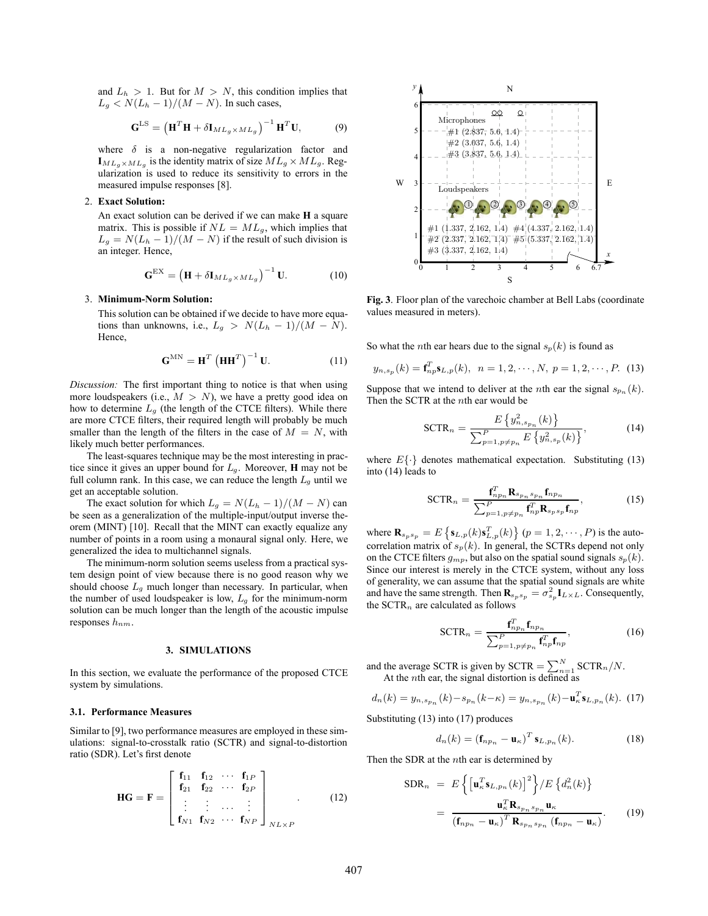and $L_h > 1$. But for $M > N$, this condition implies that $L_g < N(L_h - 1)/(M - N)$. In such cases,

$$\mathbf{G}^{\text{LS}} = \left(\mathbf{H}^T\mathbf{H} + \delta\mathbf{I}_{ML_g \times ML_g}\right)^{-1}\mathbf{H}^T\mathbf{U}, \tag{9}$$

where $\delta$ is a non-negative regularization factor and $\mathbf{I}_{ML_g \times ML_g}$ is the identity matrix of size $ML_g \times ML_g$. Regularization is used to reduce its sensitivity to errors in the measured impulse responses [8].

2. **Exact Solution:**

   An exact solution can be derived if we can make $\mathbf{H}$ a square matrix. This is possible if $NL = ML_g$, which implies that $L_g = N(L_h - 1)/(M - N)$ if the result of such division is an integer. Hence,

$$\mathbf{G}^{\text{EX}} = \left(\mathbf{H} + \delta\mathbf{I}_{ML_g \times ML_g}\right)^{-1}\mathbf{U}. \tag{10}$$

3. **Minimum-Norm Solution:**

   This solution can be obtained if we decide to have more equations than unknowns, i.e., $L_g > N(L_h - 1)/(M - N)$. Hence,

$$\mathbf{G}^{\text{MN}} = \mathbf{H}^T\left(\mathbf{H}\mathbf{H}^T\right)^{-1}\mathbf{U}. \tag{11}$$

*Discussion:* The first important thing to notice is that when using more loudspeakers (i.e., $M > N$), we have a pretty good idea on how to determine $L_g$ (the length of the CTCE filters). While there are more CTCE filters, their required length will probably be much smaller than the length of the filters in the case of $M = N$, with likely much better performances.

The least-squares technique may be the most interesting in practice since it gives an upper bound for $L_g$. Moreover, $\mathbf{H}$ may not be full column rank. In this case, we can reduce the length $L_g$ until we get an acceptable solution.

The exact solution for which $L_g = N(L_h - 1)/(M - N)$ can be seen as a generalization of the multiple-input/output inverse theorem (MINT) [10]. Recall that the MINT can exactly equalize any number of points in a room using a monaural signal only. Here, we generalized the idea to multichannel signals.

The minimum-norm solution seems useless from a practical system design point of view because there is no good reason why we should choose $L_g$ much longer than necessary. In particular, when the number of used loudspeaker is low, $L_g$ for the minimum-norm solution can be much longer than the length of the acoustic impulse responses $h_{nm}$.

## 3. SIMULATIONS

In this section, we evaluate the performance of the proposed CTCE system by simulations.

### 3.1. Performance Measures

Similar to [9], two performance measures are employed in these simulations: signal-to-crosstalk ratio (SCTR) and signal-to-distortion ratio (SDR). Let's first denote

$$\mathbf{H}\mathbf{G} = \mathbf{F} = \begin{bmatrix} \mathbf{f}_{11} & \mathbf{f}_{12} & \cdots & \mathbf{f}_{1P} \\ \mathbf{f}_{21} & \mathbf{f}_{22} & \cdots & \mathbf{f}_{2P} \\ \vdots & \vdots & \ldots & \vdots \\ \mathbf{f}_{N1} & \mathbf{f}_{N2} & \cdots & \mathbf{f}_{NP} \end{bmatrix}_{NL \times P}. \tag{12}$$

Microphones: #1 (2.837, 5.6, 1.4), #2 (3.037, 5.6, 1.4), #3 (3.837, 5.6, 1.4)

Loudspeakers: #1 (1.337, 2.162, 1.4), #2 (2.337, 2.162, 1.4), #3 (3.337, 2.162, 1.4), #4 (4.337, 2.162, 1.4), #5 (5.337, 2.162, 1.4)

**Fig. 3**. Floor plan of the varechoic chamber at Bell Labs (coordinate values measured in meters).

So what the $n$th ear hears due to the signal $s_p(k)$ is found as

$$y_{n,s_p}(k) = \mathbf{f}_{np}^T\mathbf{s}_{L,p}(k), \quad n = 1, 2, \cdots, N, \; p = 1, 2, \cdots, P. \tag{13}$$

Suppose that we intend to deliver at the $n$th ear the signal $s_{p_n}(k)$. Then the SCTR at the $n$th ear would be

$$\text{SCTR}_n = \frac{E\left\{y_{n,s_{p_n}}^2(k)\right\}}{\sum_{p=1,p\neq p_n}^{P} E\left\{y_{n,s_p}^2(k)\right\}}, \tag{14}$$

where $E\{\cdot\}$ denotes mathematical expectation. Substituting (13) into (14) leads to

$$\text{SCTR}_n = \frac{\mathbf{f}_{np_n}^T\mathbf{R}_{s_{p_n}s_{p_n}}\mathbf{f}_{np_n}}{\sum_{p=1,p\neq p_n}^{P}\mathbf{f}_{np}^T\mathbf{R}_{s_ps_p}\mathbf{f}_{np}}, \tag{15}$$

where $\mathbf{R}_{s_ps_p} = E\left\{\mathbf{s}_{L,p}(k)\mathbf{s}_{L,p}^T(k)\right\}$ $(p = 1, 2, \cdots, P)$ is the autocorrelation matrix of $s_p(k)$. In general, the SCTRs depend not only on the CTCE filters $g_{mp}$, but also on the spatial sound signals $s_p(k)$. Since our interest is merely in the CTCE system, without any loss of generality, we can assume that the spatial sound signals are white and have the same strength. Then $\mathbf{R}_{s_ps_p} = \sigma_{s_p}^2\mathbf{I}_{L\times L}$. Consequently, the $\text{SCTR}_n$ are calculated as follows

$$\text{SCTR}_n = \frac{\mathbf{f}_{np_n}^T\mathbf{f}_{np_n}}{\sum_{p=1,p\neq p_n}^{P}\mathbf{f}_{np}^T\mathbf{f}_{np}}, \tag{16}$$

and the average SCTR is given by $\text{SCTR} = \sum_{n=1}^{N}\text{SCTR}_n/N$.

At the $n$th ear, the signal distortion is defined as

$$d_n(k) = y_{n,s_{p_n}}(k) - s_{p_n}(k-\kappa) = y_{n,s_{p_n}}(k) - \mathbf{u}_\kappa^T\mathbf{s}_{L,p_n}(k). \tag{17}$$

Substituting (13) into (17) produces

$$d_n(k) = \left(\mathbf{f}_{np_n} - \mathbf{u}_\kappa\right)^T\mathbf{s}_{L,p_n}(k). \tag{18}$$

Then the SDR at the $n$th ear is determined by

$$\begin{aligned}\text{SDR}_n &= E\left\{\left[\mathbf{u}_\kappa^T\mathbf{s}_{L,p_n}(k)\right]^2\right\}/E\left\{d_n^2(k)\right\} \\ &= \frac{\mathbf{u}_\kappa^T\mathbf{R}_{s_{p_n}s_{p_n}}\mathbf{u}_\kappa}{\left(\mathbf{f}_{np_n} - \mathbf{u}_\kappa\right)^T\mathbf{R}_{s_{p_n}s_{p_n}}\left(\mathbf{f}_{np_n} - \mathbf{u}_\kappa\right)}.\end{aligned} \tag{19}$$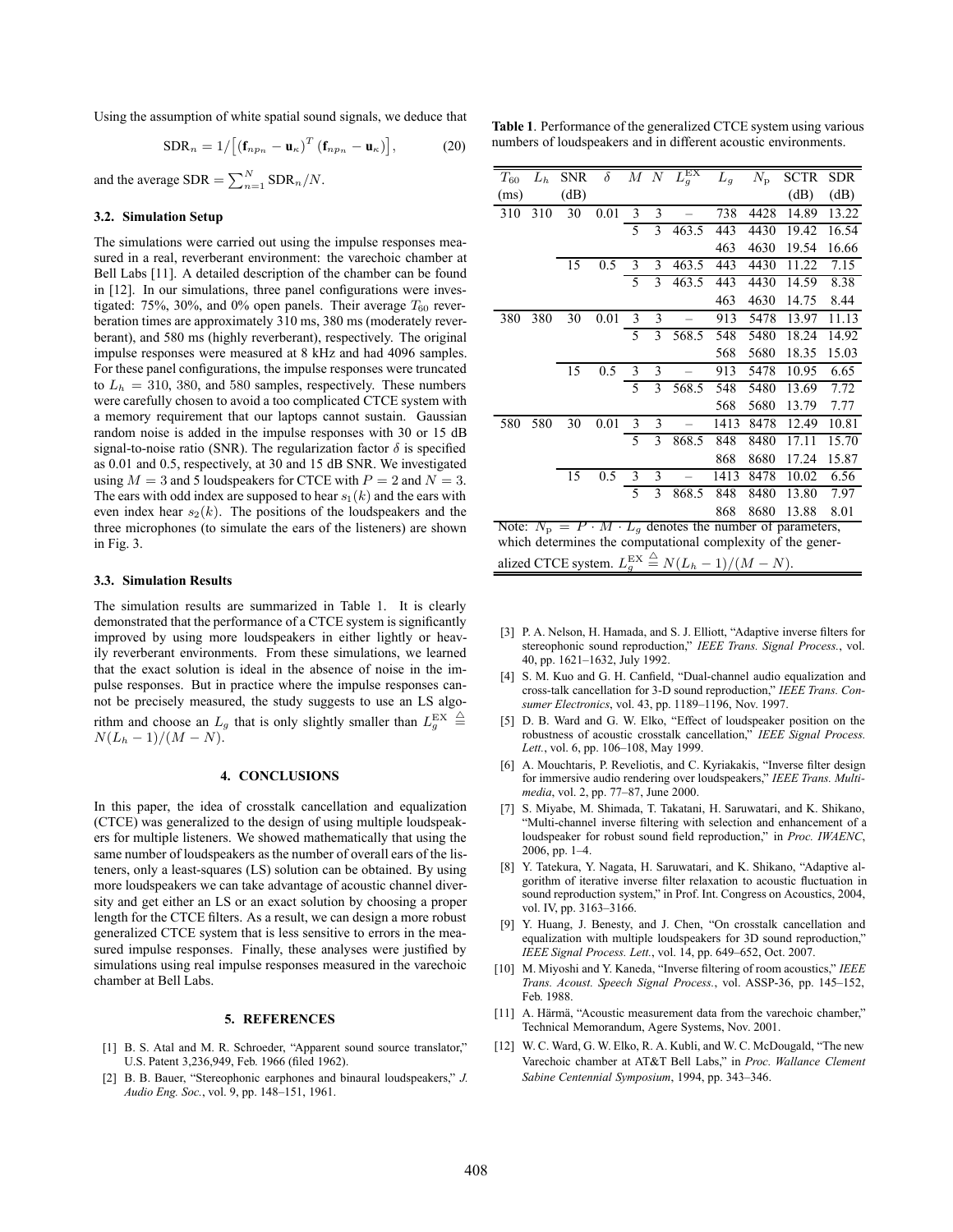Using the assumption of white spatial sound signals, we deduce that

$$\mathrm{SDR}_n = 1/\left[(\mathbf{f}_{np_n} - \mathbf{u}_\kappa)^T (\mathbf{f}_{np_n} - \mathbf{u}_\kappa)\right], \quad (20)$$

and the average $\mathrm{SDR} = \sum_{n=1}^{N} \mathrm{SDR}_n / N$.

### 3.2. Simulation Setup

The simulations were carried out using the impulse responses measured in a real, reverberant environment: the varechoic chamber at Bell Labs [11]. A detailed description of the chamber can be found in [12]. In our simulations, three panel configurations were investigated: 75%, 30%, and 0% open panels. Their average $T_{60}$ reverberation times are approximately 310 ms, 380 ms (moderately reverberant), and 580 ms (highly reverberant), respectively. The original impulse responses were measured at 8 kHz and had 4096 samples. For these panel configurations, the impulse responses were truncated to $L_h = 310$, 380, and 580 samples, respectively. These numbers were carefully chosen to avoid a too complicated CTCE system with a memory requirement that our laptops cannot sustain. Gaussian random noise is added in the impulse responses with 30 or 15 dB signal-to-noise ratio (SNR). The regularization factor $\delta$ is specified as 0.01 and 0.5, respectively, at 30 and 15 dB SNR. We investigated using $M = 3$ and 5 loudspeakers for CTCE with $P = 2$ and $N = 3$. The ears with odd index are supposed to hear $s_1(k)$ and the ears with even index hear $s_2(k)$. The positions of the loudspeakers and the three microphones (to simulate the ears of the listeners) are shown in Fig. 3.

### 3.3. Simulation Results

The simulation results are summarized in Table 1. It is clearly demonstrated that the performance of a CTCE system is significantly improved by using more loudspeakers in either lightly or heavily reverberant environments. From these simulations, we learned that the exact solution is ideal in the absence of noise in the impulse responses. But in practice where the impulse responses cannot be precisely measured, the study suggests to use an LS algorithm and choose an $L_g$ that is only slightly smaller than $L_g^{\mathrm{EX}} \triangleq N(L_h - 1)/(M - N)$.

**Table 1**. Performance of the generalized CTCE system using various numbers of loudspeakers and in different acoustic environments.

| $T_{60}$ (ms) | $L_h$ | SNR (dB) | $\delta$ | $M$ | $N$ | $L_g^{\mathrm{EX}}$ | $L_g$ | $N_{\mathrm{p}}$ | SCTR (dB) | SDR (dB) |
|---|---|---|---|---|---|---|---|---|---|---|
| 310 | 310 | 30 | 0.01 | 3 | 3 | – | 738 | 4428 | 14.89 | 13.22 |
| | | | | 5 | 3 | 463.5 | 443 | 4430 | 19.42 | 16.54 |
| | | | | | | | 463 | 4630 | 19.54 | 16.66 |
| | | 15 | 0.5 | 3 | 3 | 463.5 | 443 | 4430 | 11.22 | 7.15 |
| | | | | 5 | 3 | 463.5 | 443 | 4430 | 14.59 | 8.38 |
| | | | | | | | 463 | 4630 | 14.75 | 8.44 |
| 380 | 380 | 30 | 0.01 | 3 | 3 | – | 913 | 5478 | 13.97 | 11.13 |
| | | | | 5 | 3 | 568.5 | 548 | 5480 | 18.24 | 14.92 |
| | | | | | | | 568 | 5680 | 18.35 | 15.03 |
| | | 15 | 0.5 | 3 | 3 | – | 913 | 5478 | 10.95 | 6.65 |
| | | | | 5 | 3 | 568.5 | 548 | 5480 | 13.69 | 7.72 |
| | | | | | | | 568 | 5680 | 13.79 | 7.77 |
| 580 | 580 | 30 | 0.01 | 3 | 3 | – | 1413 | 8478 | 12.49 | 10.81 |
| | | | | 5 | 3 | 868.5 | 848 | 8480 | 17.11 | 15.70 |
| | | | | | | | 868 | 8680 | 17.24 | 15.87 |
| | | 15 | 0.5 | 3 | 3 | – | 1413 | 8478 | 10.02 | 6.56 |
| | | | | 5 | 3 | 868.5 | 848 | 8480 | 13.80 | 7.97 |
| | | | | | | | 868 | 8680 | 13.88 | 8.01 |

Note: $N_{\mathrm{p}} = P \cdot M \cdot L_g$ denotes the number of parameters, which determines the computational complexity of the generalized CTCE system. $L_g^{\mathrm{EX}} \triangleq N(L_h - 1)/(M - N)$.

## 4. CONCLUSIONS

In this paper, the idea of crosstalk cancellation and equalization (CTCE) was generalized to the design of using multiple loudspeakers for multiple listeners. We showed mathematically that using the same number of loudspeakers as the number of overall ears of the listeners, only a least-squares (LS) solution can be obtained. By using more loudspeakers we can take advantage of acoustic channel diversity and get either an LS or an exact solution by choosing a proper length for the CTCE filters. As a result, we can design a more robust generalized CTCE system that is less sensitive to errors in the measured impulse responses. Finally, these analyses were justified by simulations using real impulse responses measured in the varechoic chamber at Bell Labs.

## 5. REFERENCES

[1] B. S. Atal and M. R. Schroeder, "Apparent sound source translator," U.S. Patent 3,236,949, Feb. 1966 (filed 1962).

[2] B. B. Bauer, "Stereophonic earphones and binaural loudspeakers," *J. Audio Eng. Soc.*, vol. 9, pp. 148–151, 1961.

[3] P. A. Nelson, H. Hamada, and S. J. Elliott, "Adaptive inverse filters for stereophonic sound reproduction," *IEEE Trans. Signal Process.*, vol. 40, pp. 1621–1632, July 1992.

[4] S. M. Kuo and G. H. Canfield, "Dual-channel audio equalization and cross-talk cancellation for 3-D sound reproduction," *IEEE Trans. Consumer Electronics*, vol. 43, pp. 1189–1196, Nov. 1997.

[5] D. B. Ward and G. W. Elko, "Effect of loudspeaker position on the robustness of acoustic crosstalk cancellation," *IEEE Signal Process. Lett.*, vol. 6, pp. 106–108, May 1999.

[6] A. Mouchtaris, P. Reveliotis, and C. Kyriakakis, "Inverse filter design for immersive audio rendering over loudspeakers," *IEEE Trans. Multimedia*, vol. 2, pp. 77–87, June 2000.

[7] S. Miyabe, M. Shimada, T. Takatani, H. Saruwatari, and K. Shikano, "Multi-channel inverse filtering with selection and enhancement of a loudspeaker for robust sound field reproduction," in *Proc. IWAENC*, 2006, pp. 1–4.

[8] Y. Tatekura, Y. Nagata, H. Saruwatari, and K. Shikano, "Adaptive algorithm of iterative inverse filter relaxation to acoustic fluctuation in sound reproduction system," in Prof. Int. Congress on Acoustics, 2004, vol. IV, pp. 3163–3166.

[9] Y. Huang, J. Benesty, and J. Chen, "On crosstalk cancellation and equalization with multiple loudspeakers for 3D sound reproduction," *IEEE Signal Process. Lett.*, vol. 14, pp. 649–652, Oct. 2007.

[10] M. Miyoshi and Y. Kaneda, "Inverse filtering of room acoustics," *IEEE Trans. Acoust. Speech Signal Process.*, vol. ASSP-36, pp. 145–152, Feb. 1988.

[11] A. Härmä, "Acoustic measurement data from the varechoic chamber," Technical Memorandum, Agere Systems, Nov. 2001.

[12] W. C. Ward, G. W. Elko, R. A. Kubli, and W. C. McDougald, "The new Varechoic chamber at AT&T Bell Labs," in *Proc. Wallance Clement Sabine Centennial Symposium*, 1994, pp. 343–346.